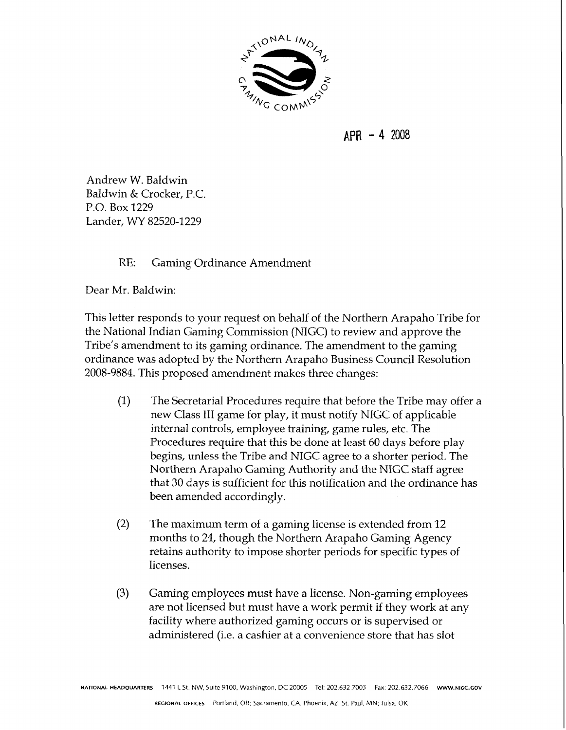APR - 4 2008

Andrew W. Baldwin
Baldwin & Crocker, P.C.
P.O. Box 1229
Lander, WY 82520-1229

RE: Gaming Ordinance Amendment

Dear Mr. Baldwin:

This letter responds to your request on behalf of the Northern Arapaho Tribe for the National Indian Gaming Commission (NIGC) to review and approve the Tribe's amendment to its gaming ordinance. The amendment to the gaming ordinance was adopted by the Northern Arapaho Business Council Resolution 2008-9884. This proposed amendment makes three changes:

(1) The Secretarial Procedures require that before the Tribe may offer a new Class III game for play, it must notify NIGC of applicable internal controls, employee training, game rules, etc. The Procedures require that this be done at least 60 days before play begins, unless the Tribe and NIGC agree to a shorter period. The Northern Arapaho Gaming Authority and the NIGC staff agree that 30 days is sufficient for this notification and the ordinance has been amended accordingly.

(2) The maximum term of a gaming license is extended from 12 months to 24, though the Northern Arapaho Gaming Agency retains authority to impose shorter periods for specific types of licenses.

(3) Gaming employees must have a license. Non-gaming employees are not licensed but must have a work permit if they work at any facility where authorized gaming occurs or is supervised or administered (i.e. a cashier at a convenience store that has slot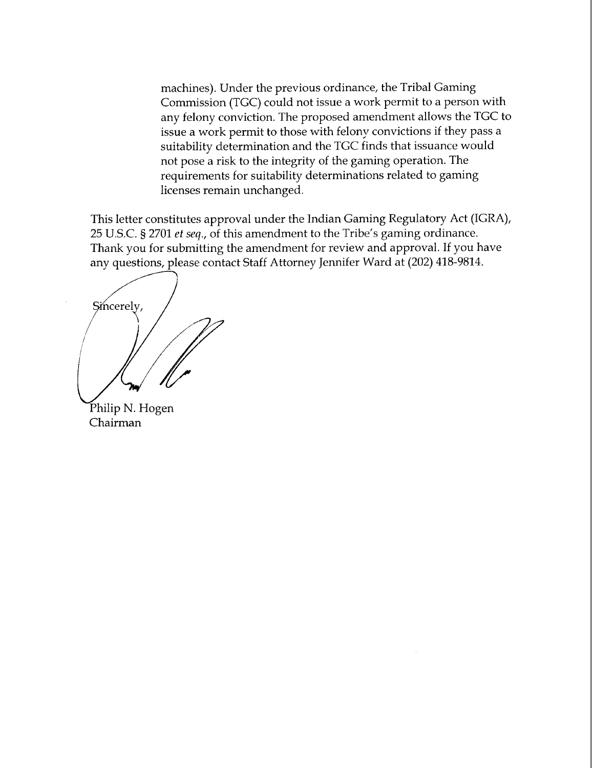machines). Under the previous ordinance, the Tribal Gaming Commission (TGC) could not issue a work permit to a person with any felony conviction. The proposed amendment allows the TGC to issue a work permit to those with felony convictions if they pass a suitability determination and the TGC finds that issuance would not pose a risk to the integrity of the gaming operation. The requirements for suitability determinations related to gaming licenses remain unchanged.

This letter constitutes approval under the Indian Gaming Regulatory Act (IGRA), 25 U.S.C. § 2701 *et seq.*, of this amendment to the Tribe's gaming ordinance. Thank you for submitting the amendment for review and approval. If you have any questions, please contact Staff Attorney Jennifer Ward at (202) 418-9814.

Sincerely,

Philip N. Hogen
Chairman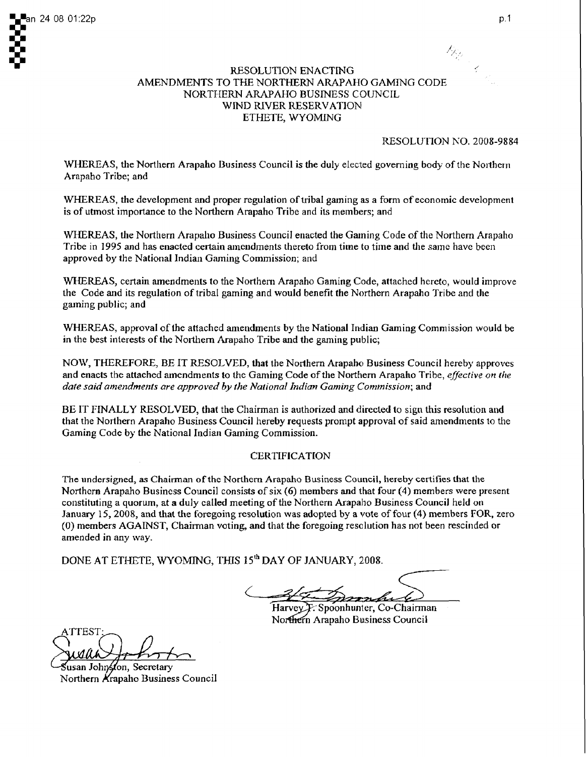# RESOLUTION ENACTING AMENDMENTS TO THE NORTHERN ARAPAHO GAMING CODE NORTHERN ARAPAHO BUSINESS COUNCIL WIND RIVER RESERVATION ETHETE, WYOMING

RESOLUTION NO. 2008-9884

WHEREAS, the Northern Arapaho Business Council is the duly elected governing body of the Northern Arapaho Tribe; and

WHEREAS, the development and proper regulation of tribal gaming as a form of economic development is of utmost importance to the Northern Arapaho Tribe and its members; and

WHEREAS, the Northern Arapaho Business Council enacted the Gaming Code of the Northern Arapaho Tribe in 1995 and has enacted certain amendments thereto from time to time and the same have been approved by the National Indian Gaming Commission; and

WHEREAS, certain amendments to the Northern Arapaho Gaming Code, attached hereto, would improve the Code and its regulation of tribal gaming and would benefit the Northern Arapaho Tribe and the gaming public; and

WHEREAS, approval of the attached amendments by the National Indian Gaming Commission would be in the best interests of the Northern Arapaho Tribe and the gaming public;

NOW, THEREFORE, BE IT RESOLVED, that the Northern Arapaho Business Council hereby approves and enacts the attached amendments to the Gaming Code of the Northern Arapaho Tribe, *effective on the date said amendments are approved by the National Indian Gaming Commission*; and

BE IT FINALLY RESOLVED, that the Chairman is authorized and directed to sign this resolution and that the Northern Arapaho Business Council hereby requests prompt approval of said amendments to the Gaming Code by the National Indian Gaming Commission.

## CERTIFICATION

The undersigned, as Chairman of the Northern Arapaho Business Council, hereby certifies that the Northern Arapaho Business Council consists of six (6) members and that four (4) members were present constituting a quorum, at a duly called meeting of the Northern Arapaho Business Council held on January 15, 2008, and that the foregoing resolution was adopted by a vote of four (4) members FOR, zero (0) members AGAINST, Chairman voting, and that the foregoing resolution has not been rescinded or amended in any way.

DONE AT ETHETE, WYOMING, THIS 15th DAY OF JANUARY, 2008.

Harvey F. Spoonhunter, Co-Chairman
Northern Arapaho Business Council

ATTEST:

Susan Johnston, Secretary
Northern Arapaho Business Council